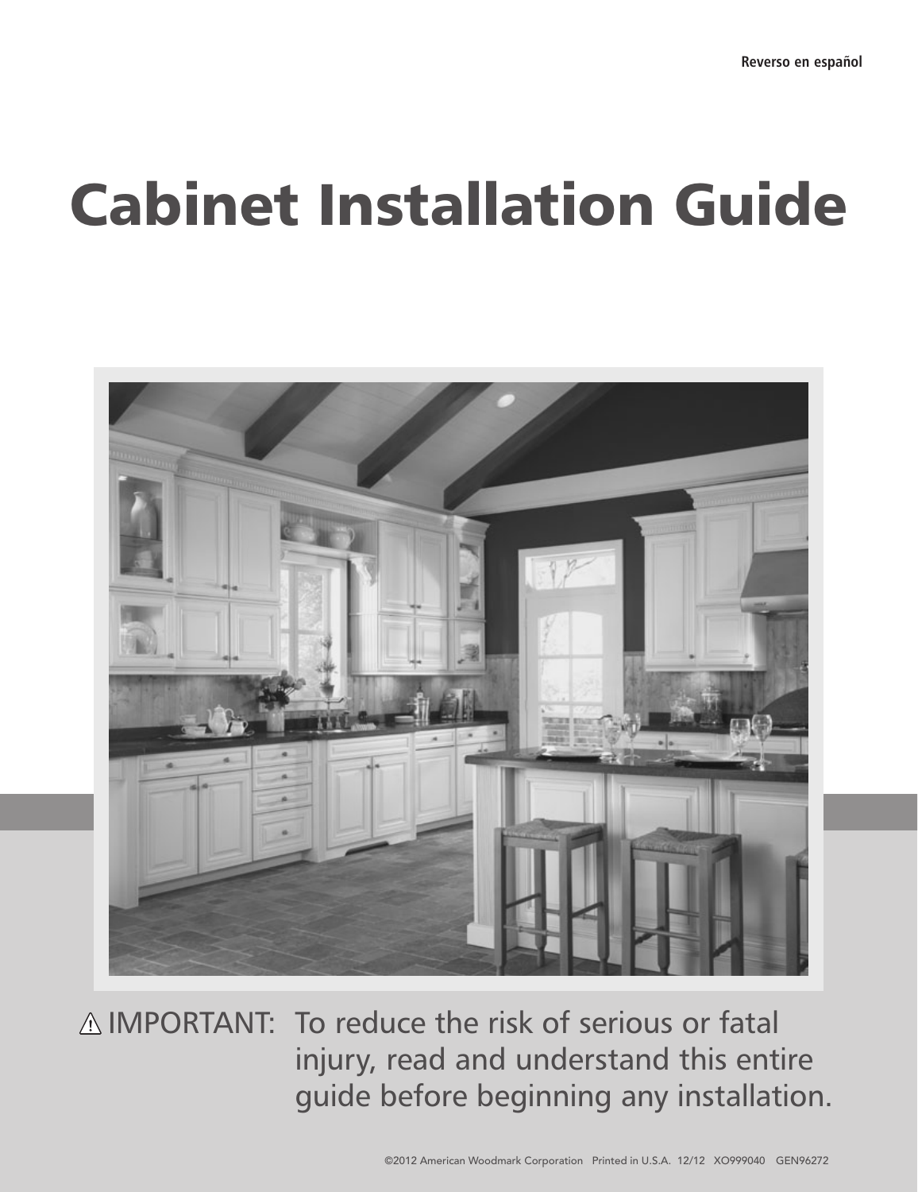Reverso en español

# Cabinet Installation Guide

⚠ IMPORTANT: To reduce the risk of serious or fatal injury, read and understand this entire guide before beginning any installation.

©2012 American Woodmark Corporation Printed in U.S.A. 12/12 XO999040 GEN96272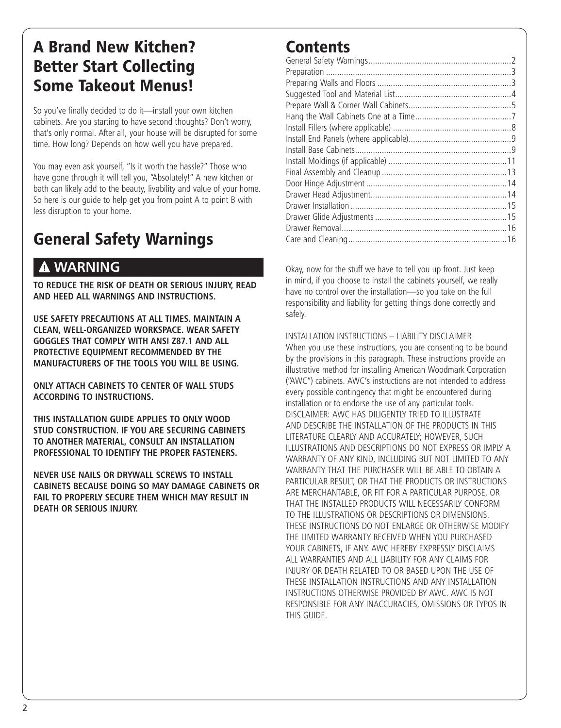## A Brand New Kitchen? Better Start Collecting Some Takeout Menus!

So you've finally decided to do it—install your own kitchen cabinets. Are you starting to have second thoughts? Don't worry, that's only normal. After all, your house will be disrupted for some time. How long? Depends on how well you have prepared.

You may even ask yourself, "Is it worth the hassle?" Those who have gone through it will tell you, "Absolutely!" A new kitchen or bath can likely add to the beauty, livability and value of your home. So here is our guide to help get you from point A to point B with less disruption to your home.

## General Safety Warnings

### ⚠ WARNING

**TO REDUCE THE RISK OF DEATH OR SERIOUS INJURY, READ AND HEED ALL WARNINGS AND INSTRUCTIONS.**

**USE SAFETY PRECAUTIONS AT ALL TIMES. MAINTAIN A CLEAN, WELL-ORGANIZED WORKSPACE. WEAR SAFETY GOGGLES THAT COMPLY WITH ANSI Z87.1 AND ALL PROTECTIVE EQUIPMENT RECOMMENDED BY THE MANUFACTURERS OF THE TOOLS YOU WILL BE USING.**

**ONLY ATTACH CABINETS TO CENTER OF WALL STUDS ACCORDING TO INSTRUCTIONS.**

**THIS INSTALLATION GUIDE APPLIES TO ONLY WOOD STUD CONSTRUCTION. IF YOU ARE SECURING CABINETS TO ANOTHER MATERIAL, CONSULT AN INSTALLATION PROFESSIONAL TO IDENTIFY THE PROPER FASTENERS.**

**NEVER USE NAILS OR DRYWALL SCREWS TO INSTALL CABINETS BECAUSE DOING SO MAY DAMAGE CABINETS OR FAIL TO PROPERLY SECURE THEM WHICH MAY RESULT IN DEATH OR SERIOUS INJURY.**

## Contents

| | |
|---|---|
| General Safety Warnings | 2 |
| Preparation | 3 |
| Preparing Walls and Floors | 3 |
| Suggested Tool and Material List | 4 |
| Prepare Wall & Corner Wall Cabinets | 5 |
| Hang the Wall Cabinets One at a Time | 7 |
| Install Fillers (where applicable) | 8 |
| Install End Panels (where applicable) | 9 |
| Install Base Cabinets | 9 |
| Install Moldings (if applicable) | 11 |
| Final Assembly and Cleanup | 13 |
| Door Hinge Adjustment | 14 |
| Drawer Head Adjustment | 14 |
| Drawer Installation | 15 |
| Drawer Glide Adjustments | 15 |
| Drawer Removal | 16 |
| Care and Cleaning | 16 |

Okay, now for the stuff we have to tell you up front. Just keep in mind, if you choose to install the cabinets yourself, we really have no control over the installation—so you take on the full responsibility and liability for getting things done correctly and safely.

INSTALLATION INSTRUCTIONS – LIABILITY DISCLAIMER
When you use these instructions, you are consenting to be bound by the provisions in this paragraph. These instructions provide an illustrative method for installing American Woodmark Corporation ("AWC") cabinets. AWC's instructions are not intended to address every possible contingency that might be encountered during installation or to endorse the use of any particular tools. DISCLAIMER: AWC HAS DILIGENTLY TRIED TO ILLUSTRATE AND DESCRIBE THE INSTALLATION OF THE PRODUCTS IN THIS LITERATURE CLEARLY AND ACCURATELY; HOWEVER, SUCH ILLUSTRATIONS AND DESCRIPTIONS DO NOT EXPRESS OR IMPLY A WARRANTY OF ANY KIND, INCLUDING BUT NOT LIMITED TO ANY WARRANTY THAT THE PURCHASER WILL BE ABLE TO OBTAIN A PARTICULAR RESULT, OR THAT THE PRODUCTS OR INSTRUCTIONS ARE MERCHANTABLE, OR FIT FOR A PARTICULAR PURPOSE, OR THAT THE INSTALLED PRODUCTS WILL NECESSARILY CONFORM TO THE ILLUSTRATIONS OR DESCRIPTIONS OR DIMENSIONS. THESE INSTRUCTIONS DO NOT ENLARGE OR OTHERWISE MODIFY THE LIMITED WARRANTY RECEIVED WHEN YOU PURCHASED YOUR CABINETS, IF ANY. AWC HEREBY EXPRESSLY DISCLAIMS ALL WARRANTIES AND ALL LIABILITY FOR ANY CLAIMS FOR INJURY OR DEATH RELATED TO OR BASED UPON THE USE OF THESE INSTALLATION INSTRUCTIONS AND ANY INSTALLATION INSTRUCTIONS OTHERWISE PROVIDED BY AWC. AWC IS NOT RESPONSIBLE FOR ANY INACCURACIES, OMISSIONS OR TYPOS IN THIS GUIDE.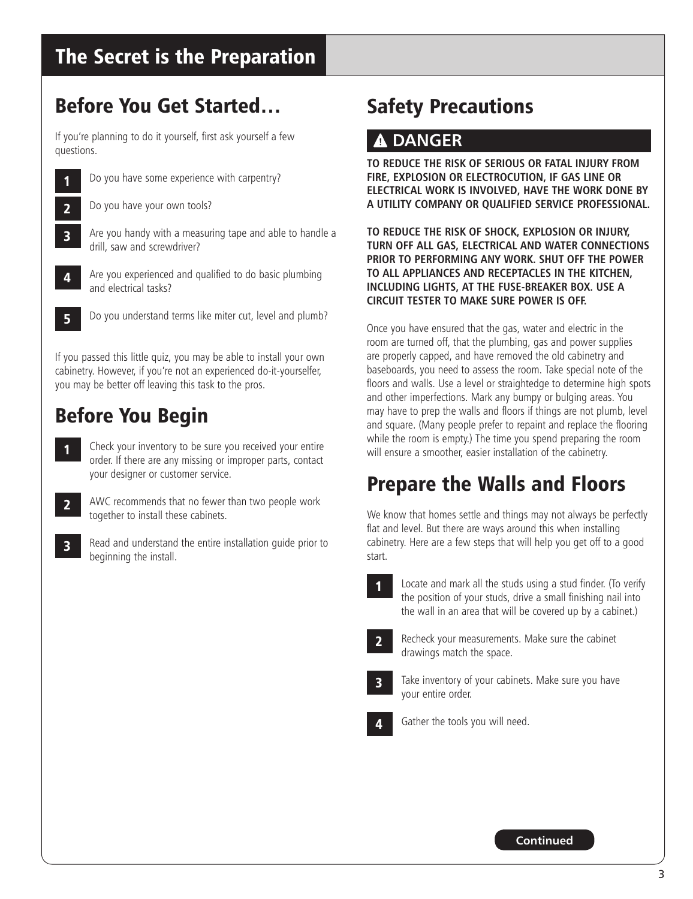# The Secret is the Preparation

## Before You Get Started…

If you're planning to do it yourself, first ask yourself a few questions.

1. Do you have some experience with carpentry?
2. Do you have your own tools?
3. Are you handy with a measuring tape and able to handle a drill, saw and screwdriver?
4. Are you experienced and qualified to do basic plumbing and electrical tasks?
5. Do you understand terms like miter cut, level and plumb?

If you passed this little quiz, you may be able to install your own cabinetry. However, if you're not an experienced do-it-yourselfer, you may be better off leaving this task to the pros.

## Before You Begin

1. Check your inventory to be sure you received your entire order. If there are any missing or improper parts, contact your designer or customer service.
2. AWC recommends that no fewer than two people work together to install these cabinets.
3. Read and understand the entire installation guide prior to beginning the install.

## Safety Precautions

### ⚠ DANGER

**TO REDUCE THE RISK OF SERIOUS OR FATAL INJURY FROM FIRE, EXPLOSION OR ELECTROCUTION, IF GAS LINE OR ELECTRICAL WORK IS INVOLVED, HAVE THE WORK DONE BY A UTILITY COMPANY OR QUALIFIED SERVICE PROFESSIONAL.**

**TO REDUCE THE RISK OF SHOCK, EXPLOSION OR INJURY, TURN OFF ALL GAS, ELECTRICAL AND WATER CONNECTIONS PRIOR TO PERFORMING ANY WORK. SHUT OFF THE POWER TO ALL APPLIANCES AND RECEPTACLES IN THE KITCHEN, INCLUDING LIGHTS, AT THE FUSE-BREAKER BOX. USE A CIRCUIT TESTER TO MAKE SURE POWER IS OFF.**

Once you have ensured that the gas, water and electric in the room are turned off, that the plumbing, gas and power supplies are properly capped, and have removed the old cabinetry and baseboards, you need to assess the room. Take special note of the floors and walls. Use a level or straightedge to determine high spots and other imperfections. Mark any bumpy or bulging areas. You may have to prep the walls and floors if things are not plumb, level and square. (Many people prefer to repaint and replace the flooring while the room is empty.) The time you spend preparing the room will ensure a smoother, easier installation of the cabinetry.

## Prepare the Walls and Floors

We know that homes settle and things may not always be perfectly flat and level. But there are ways around this when installing cabinetry. Here are a few steps that will help you get off to a good start.

1. Locate and mark all the studs using a stud finder. (To verify the position of your studs, drive a small finishing nail into the wall in an area that will be covered up by a cabinet.)
2. Recheck your measurements. Make sure the cabinet drawings match the space.
3. Take inventory of your cabinets. Make sure you have your entire order.
4. Gather the tools you will need.

Continued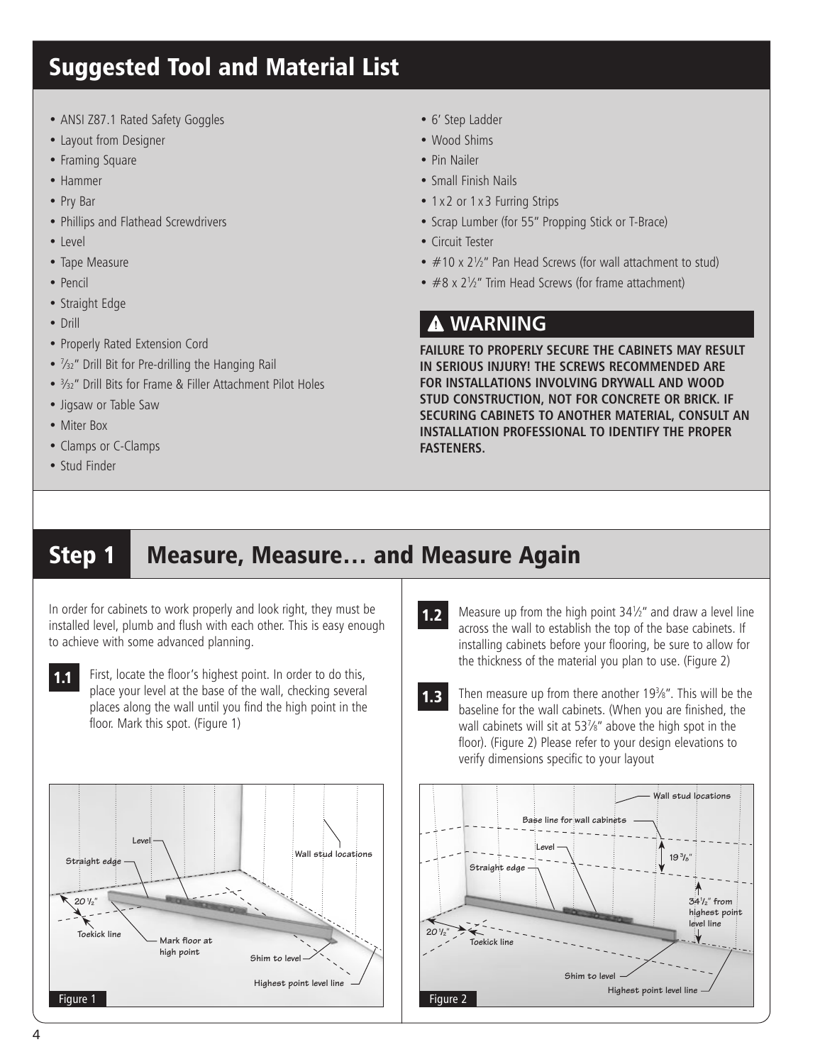## Suggested Tool and Material List

- ANSI Z87.1 Rated Safety Goggles
- Layout from Designer
- Framing Square
- Hammer
- Pry Bar
- Phillips and Flathead Screwdrivers
- Level
- Tape Measure
- Pencil
- Straight Edge
- Drill
- Properly Rated Extension Cord
- 7⁄32" Drill Bit for Pre-drilling the Hanging Rail
- 3⁄32" Drill Bits for Frame & Filler Attachment Pilot Holes
- Jigsaw or Table Saw
- Miter Box
- Clamps or C-Clamps
- Stud Finder
- 6' Step Ladder
- Wood Shims
- Pin Nailer
- Small Finish Nails
- 1 x 2 or 1 x 3 Furring Strips
- Scrap Lumber (for 55" Propping Stick or T-Brace)
- Circuit Tester
- #10 x 2½" Pan Head Screws (for wall attachment to stud)
- #8 x 2½" Trim Head Screws (for frame attachment)

### ⚠ WARNING

**FAILURE TO PROPERLY SECURE THE CABINETS MAY RESULT IN SERIOUS INJURY! THE SCREWS RECOMMENDED ARE FOR INSTALLATIONS INVOLVING DRYWALL AND WOOD STUD CONSTRUCTION, NOT FOR CONCRETE OR BRICK. IF SECURING CABINETS TO ANOTHER MATERIAL, CONSULT AN INSTALLATION PROFESSIONAL TO IDENTIFY THE PROPER FASTENERS.**

## Step 1 Measure, Measure… and Measure Again

In order for cabinets to work properly and look right, they must be installed level, plumb and flush with each other. This is easy enough to achieve with some advanced planning.

**1.1** First, locate the floor's highest point. In order to do this, place your level at the base of the wall, checking several places along the wall until you find the high point in the floor. Mark this spot. (Figure 1)

Level
Straight edge
Wall stud locations
20½"
Toekick line
Mark floor at high point
Shim to level
Highest point level line

Figure 1

**1.2** Measure up from the high point 34½" and draw a level line across the wall to establish the top of the base cabinets. If installing cabinets before your flooring, be sure to allow for the thickness of the material you plan to use. (Figure 2)

**1.3** Then measure up from there another 19⅜". This will be the baseline for the wall cabinets. (When you are finished, the wall cabinets will sit at 53⅞" above the high spot in the floor). (Figure 2) Please refer to your design elevations to verify dimensions specific to your layout

Wall stud locations
Base line for wall cabinets
Level
Straight edge
19⅜"
34½" from highest point level line
20½"
Toekick line
Shim to level
Highest point level line

Figure 2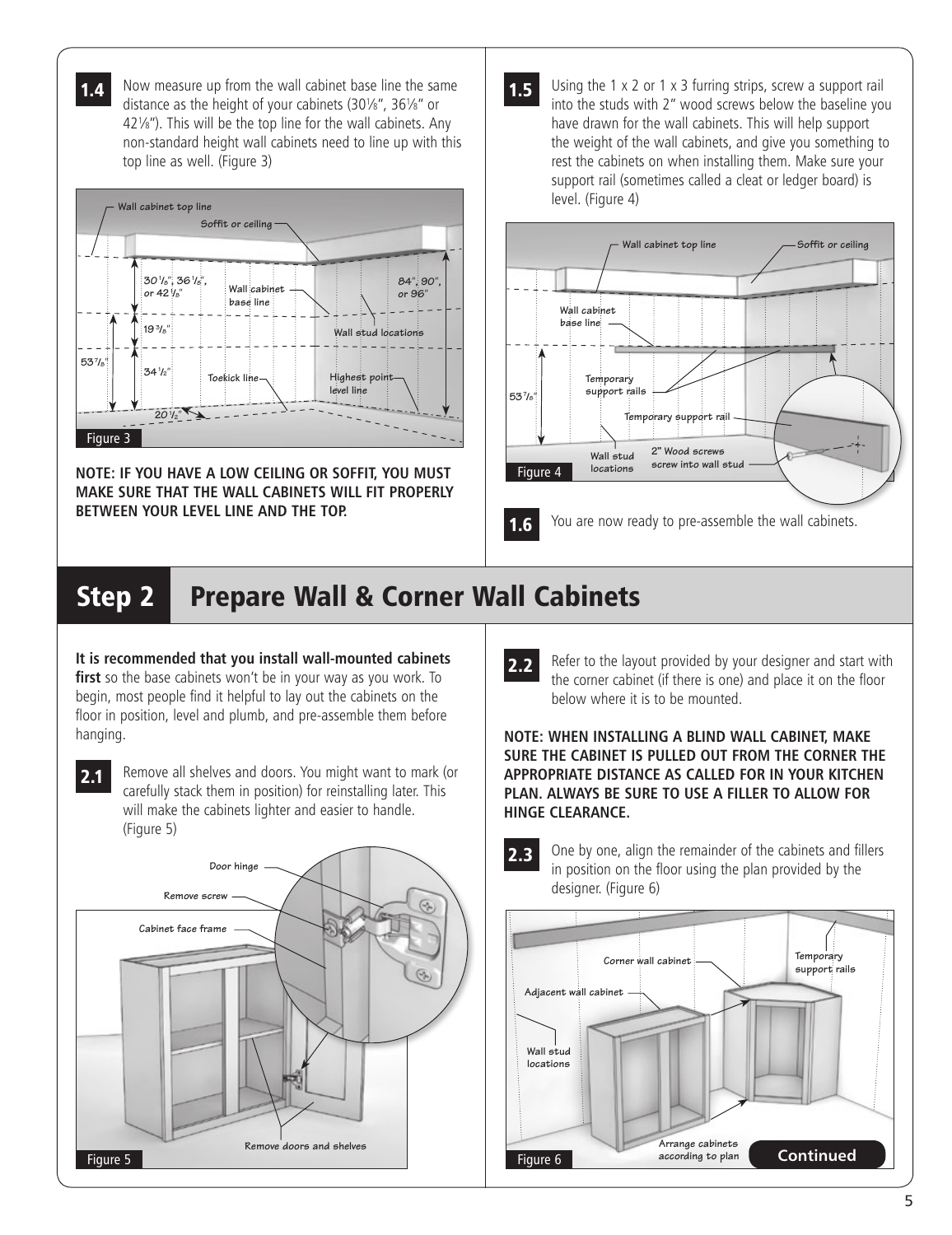**1.4** Now measure up from the wall cabinet base line the same distance as the height of your cabinets (30⅛", 36⅛" or 42⅛"). This will be the top line for the wall cabinets. Any non-standard height wall cabinets need to line up with this top line as well. (Figure 3)

Figure 3

**NOTE: IF YOU HAVE A LOW CEILING OR SOFFIT, YOU MUST MAKE SURE THAT THE WALL CABINETS WILL FIT PROPERLY BETWEEN YOUR LEVEL LINE AND THE TOP.**

**1.5** Using the 1 x 2 or 1 x 3 furring strips, screw a support rail into the studs with 2" wood screws below the baseline you have drawn for the wall cabinets. This will help support the weight of the wall cabinets, and give you something to rest the cabinets on when installing them. Make sure your support rail (sometimes called a cleat or ledger board) is level. (Figure 4)

Figure 4

**1.6** You are now ready to pre-assemble the wall cabinets.

# Step 2 Prepare Wall & Corner Wall Cabinets

**It is recommended that you install wall-mounted cabinets first** so the base cabinets won't be in your way as you work. To begin, most people find it helpful to lay out the cabinets on the floor in position, level and plumb, and pre-assemble them before hanging.

**2.1** Remove all shelves and doors. You might want to mark (or carefully stack them in position) for reinstalling later. This will make the cabinets lighter and easier to handle. (Figure 5)

Figure 5

**2.2** Refer to the layout provided by your designer and start with the corner cabinet (if there is one) and place it on the floor below where it is to be mounted.

**NOTE: WHEN INSTALLING A BLIND WALL CABINET, MAKE SURE THE CABINET IS PULLED OUT FROM THE CORNER THE APPROPRIATE DISTANCE AS CALLED FOR IN YOUR KITCHEN PLAN. ALWAYS BE SURE TO USE A FILLER TO ALLOW FOR HINGE CLEARANCE.**

**2.3** One by one, align the remainder of the cabinets and fillers in position on the floor using the plan provided by the designer. (Figure 6)

Figure 6

**Continued**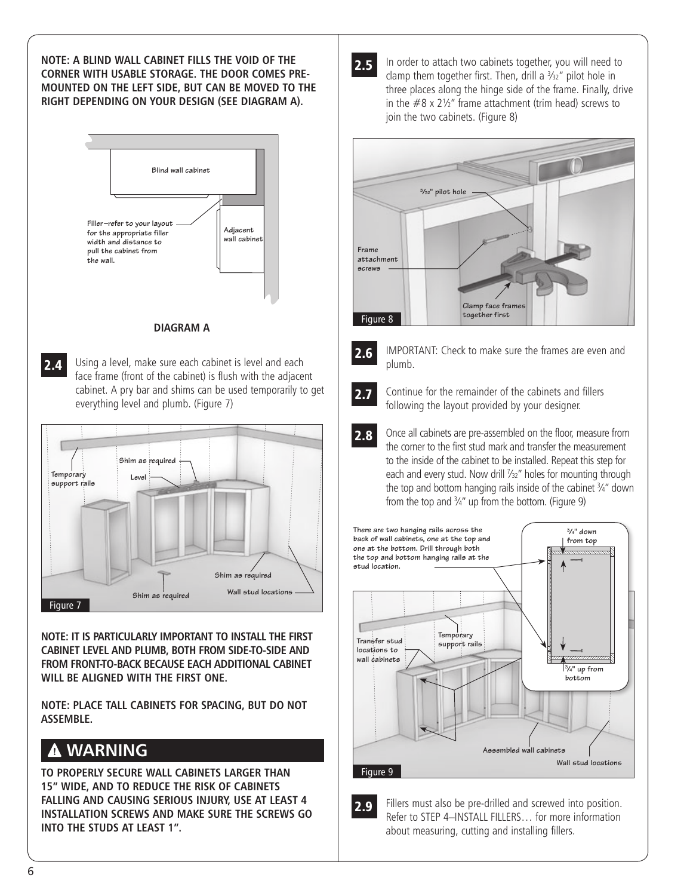**NOTE: A BLIND WALL CABINET FILLS THE VOID OF THE CORNER WITH USABLE STORAGE. THE DOOR COMES PRE-MOUNTED ON THE LEFT SIDE, BUT CAN BE MOVED TO THE RIGHT DEPENDING ON YOUR DESIGN (SEE DIAGRAM A).**

Blind wall cabinet

Filler–refer to your layout for the appropriate filler width and distance to pull the cabinet from the wall.

Adjacent wall cabinet

**DIAGRAM A**

**2.4** Using a level, make sure each cabinet is level and each face frame (front of the cabinet) is flush with the adjacent cabinet. A pry bar and shims can be used temporarily to get everything level and plumb. (Figure 7)

Temporary support rails

Shim as required

Level

Shim as required

Shim as required

Wall stud locations

Figure 7

**NOTE: IT IS PARTICULARLY IMPORTANT TO INSTALL THE FIRST CABINET LEVEL AND PLUMB, BOTH FROM SIDE-TO-SIDE AND FROM FRONT-TO-BACK BECAUSE EACH ADDITIONAL CABINET WILL BE ALIGNED WITH THE FIRST ONE.**

**NOTE: PLACE TALL CABINETS FOR SPACING, BUT DO NOT ASSEMBLE.**

## ⚠ WARNING

**TO PROPERLY SECURE WALL CABINETS LARGER THAN 15" WIDE, AND TO REDUCE THE RISK OF CABINETS FALLING AND CAUSING SERIOUS INJURY, USE AT LEAST 4 INSTALLATION SCREWS AND MAKE SURE THE SCREWS GO INTO THE STUDS AT LEAST 1".**

**2.5** In order to attach two cabinets together, you will need to clamp them together first. Then, drill a 3⁄32" pilot hole in three places along the hinge side of the frame. Finally, drive in the #8 x 2½" frame attachment (trim head) screws to join the two cabinets. (Figure 8)

3⁄32" pilot hole

Frame attachment screws

Clamp face frames together first

Figure 8

**2.6** IMPORTANT: Check to make sure the frames are even and plumb.

**2.7** Continue for the remainder of the cabinets and fillers following the layout provided by your designer.

**2.8** Once all cabinets are pre-assembled on the floor, measure from the corner to the first stud mark and transfer the measurement to the inside of the cabinet to be installed. Repeat this step for each and every stud. Now drill 7⁄32" holes for mounting through the top and bottom hanging rails inside of the cabinet ¾" down from the top and ¾" up from the bottom. (Figure 9)

There are two hanging rails across the back of wall cabinets, one at the top and one at the bottom. Drill through both the top and bottom hanging rails at the stud location.

¾" down from top

¾" up from bottom

Transfer stud locations to wall cabinets

Temporary support rails

Assembled wall cabinets

Wall stud locations

Figure 9

**2.9** Fillers must also be pre-drilled and screwed into position. Refer to STEP 4–INSTALL FILLERS… for more information about measuring, cutting and installing fillers.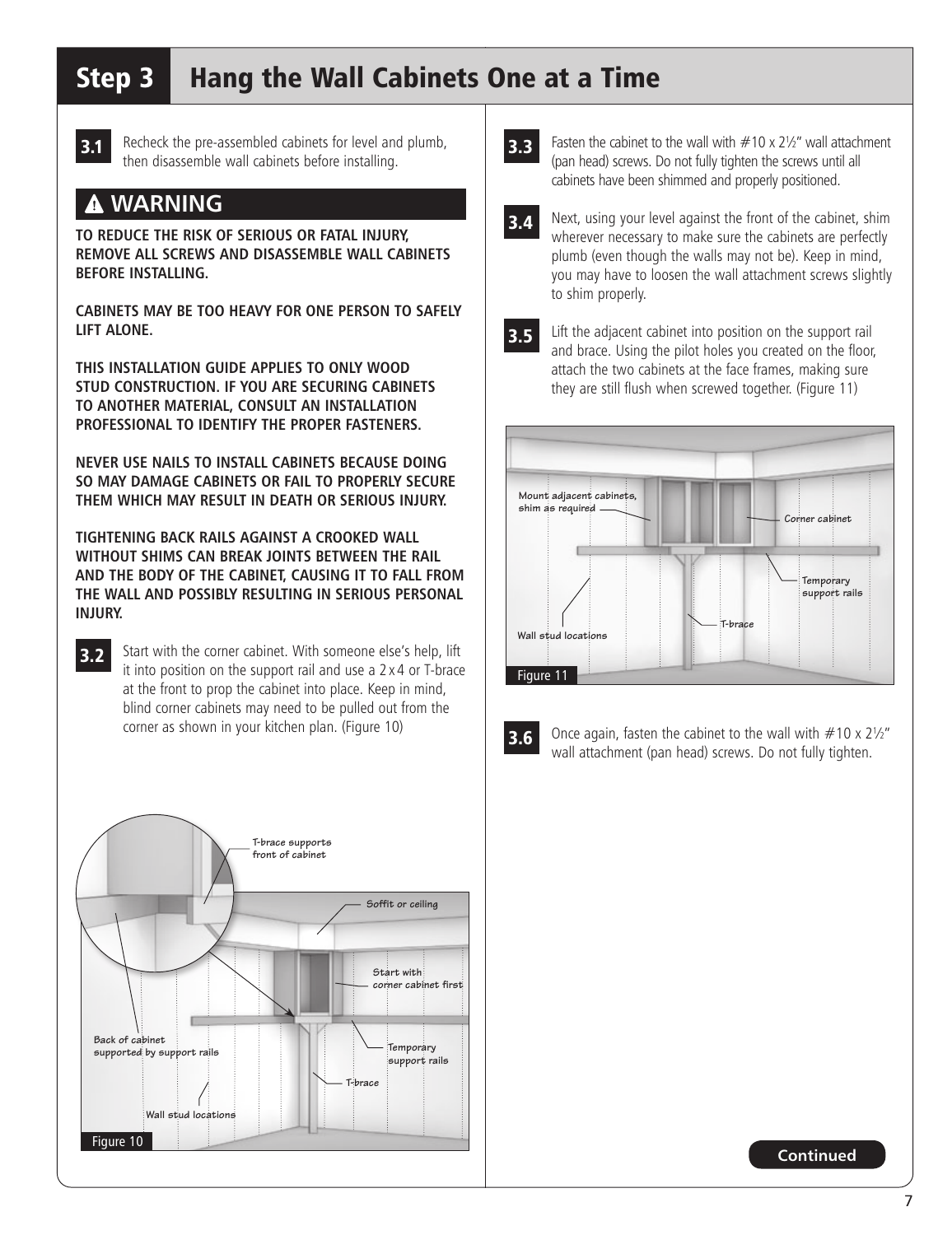# Step 3 Hang the Wall Cabinets One at a Time

**3.1** Recheck the pre-assembled cabinets for level and plumb, then disassemble wall cabinets before installing.

## ⚠ WARNING

**TO REDUCE THE RISK OF SERIOUS OR FATAL INJURY, REMOVE ALL SCREWS AND DISASSEMBLE WALL CABINETS BEFORE INSTALLING.**

**CABINETS MAY BE TOO HEAVY FOR ONE PERSON TO SAFELY LIFT ALONE.**

**THIS INSTALLATION GUIDE APPLIES TO ONLY WOOD STUD CONSTRUCTION. IF YOU ARE SECURING CABINETS TO ANOTHER MATERIAL, CONSULT AN INSTALLATION PROFESSIONAL TO IDENTIFY THE PROPER FASTENERS.**

**NEVER USE NAILS TO INSTALL CABINETS BECAUSE DOING SO MAY DAMAGE CABINETS OR FAIL TO PROPERLY SECURE THEM WHICH MAY RESULT IN DEATH OR SERIOUS INJURY.**

**TIGHTENING BACK RAILS AGAINST A CROOKED WALL WITHOUT SHIMS CAN BREAK JOINTS BETWEEN THE RAIL AND THE BODY OF THE CABINET, CAUSING IT TO FALL FROM THE WALL AND POSSIBLY RESULTING IN SERIOUS PERSONAL INJURY.**

**3.2** Start with the corner cabinet. With someone else's help, lift it into position on the support rail and use a 2 x 4 or T-brace at the front to prop the cabinet into place. Keep in mind, blind corner cabinets may need to be pulled out from the corner as shown in your kitchen plan. (Figure 10)

T-brace supports front of cabinet

Soffit or ceiling

Start with corner cabinet first

Back of cabinet supported by support rails

Temporary support rails

T-brace

Wall stud locations

Figure 10

**3.3** Fasten the cabinet to the wall with #10 x 2½" wall attachment (pan head) screws. Do not fully tighten the screws until all cabinets have been shimmed and properly positioned.

**3.4** Next, using your level against the front of the cabinet, shim wherever necessary to make sure the cabinets are perfectly plumb (even though the walls may not be). Keep in mind, you may have to loosen the wall attachment screws slightly to shim properly.

**3.5** Lift the adjacent cabinet into position on the support rail and brace. Using the pilot holes you created on the floor, attach the two cabinets at the face frames, making sure they are still flush when screwed together. (Figure 11)

Mount adjacent cabinets, shim as required

Corner cabinet

Temporary support rails

T-brace

Wall stud locations

Figure 11

**3.6** Once again, fasten the cabinet to the wall with #10 x 2½" wall attachment (pan head) screws. Do not fully tighten.

**Continued**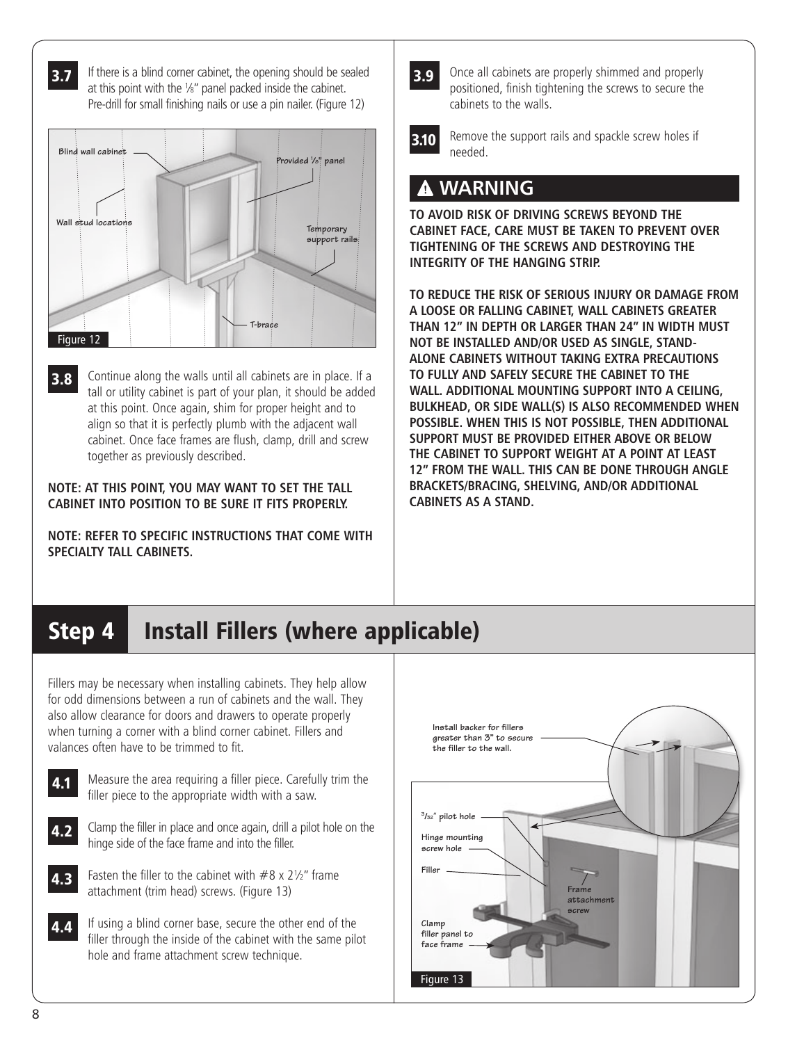**3.7** If there is a blind corner cabinet, the opening should be sealed at this point with the ⅛" panel packed inside the cabinet. Pre-drill for small finishing nails or use a pin nailer. (Figure 12)

Figure 12

**3.8** Continue along the walls until all cabinets are in place. If a tall or utility cabinet is part of your plan, it should be added at this point. Once again, shim for proper height and to align so that it is perfectly plumb with the adjacent wall cabinet. Once face frames are flush, clamp, drill and screw together as previously described.

**NOTE: AT THIS POINT, YOU MAY WANT TO SET THE TALL CABINET INTO POSITION TO BE SURE IT FITS PROPERLY.**

**NOTE: REFER TO SPECIFIC INSTRUCTIONS THAT COME WITH SPECIALTY TALL CABINETS.**

**3.9** Once all cabinets are properly shimmed and properly positioned, finish tightening the screws to secure the cabinets to the walls.

**3.10** Remove the support rails and spackle screw holes if needed.

## ⚠ WARNING

**TO AVOID RISK OF DRIVING SCREWS BEYOND THE CABINET FACE, CARE MUST BE TAKEN TO PREVENT OVER TIGHTENING OF THE SCREWS AND DESTROYING THE INTEGRITY OF THE HANGING STRIP.**

**TO REDUCE THE RISK OF SERIOUS INJURY OR DAMAGE FROM A LOOSE OR FALLING CABINET, WALL CABINETS GREATER THAN 12" IN DEPTH OR LARGER THAN 24" IN WIDTH MUST NOT BE INSTALLED AND/OR USED AS SINGLE, STAND-ALONE CABINETS WITHOUT TAKING EXTRA PRECAUTIONS TO FULLY AND SAFELY SECURE THE CABINET TO THE WALL. ADDITIONAL MOUNTING SUPPORT INTO A CEILING, BULKHEAD, OR SIDE WALL(S) IS ALSO RECOMMENDED WHEN POSSIBLE. WHEN THIS IS NOT POSSIBLE, THEN ADDITIONAL SUPPORT MUST BE PROVIDED EITHER ABOVE OR BELOW THE CABINET TO SUPPORT WEIGHT AT A POINT AT LEAST 12" FROM THE WALL. THIS CAN BE DONE THROUGH ANGLE BRACKETS/BRACING, SHELVING, AND/OR ADDITIONAL CABINETS AS A STAND.**

# Step 4 Install Fillers (where applicable)

Fillers may be necessary when installing cabinets. They help allow for odd dimensions between a run of cabinets and the wall. They also allow clearance for doors and drawers to operate properly when turning a corner with a blind corner cabinet. Fillers and valances often have to be trimmed to fit.

**4.1** Measure the area requiring a filler piece. Carefully trim the filler piece to the appropriate width with a saw.

**4.2** Clamp the filler in place and once again, drill a pilot hole on the hinge side of the face frame and into the filler.

**4.3** Fasten the filler to the cabinet with #8 x 2½" frame attachment (trim head) screws. (Figure 13)

**4.4** If using a blind corner base, secure the other end of the filler through the inside of the cabinet with the same pilot hole and frame attachment screw technique.

Figure 13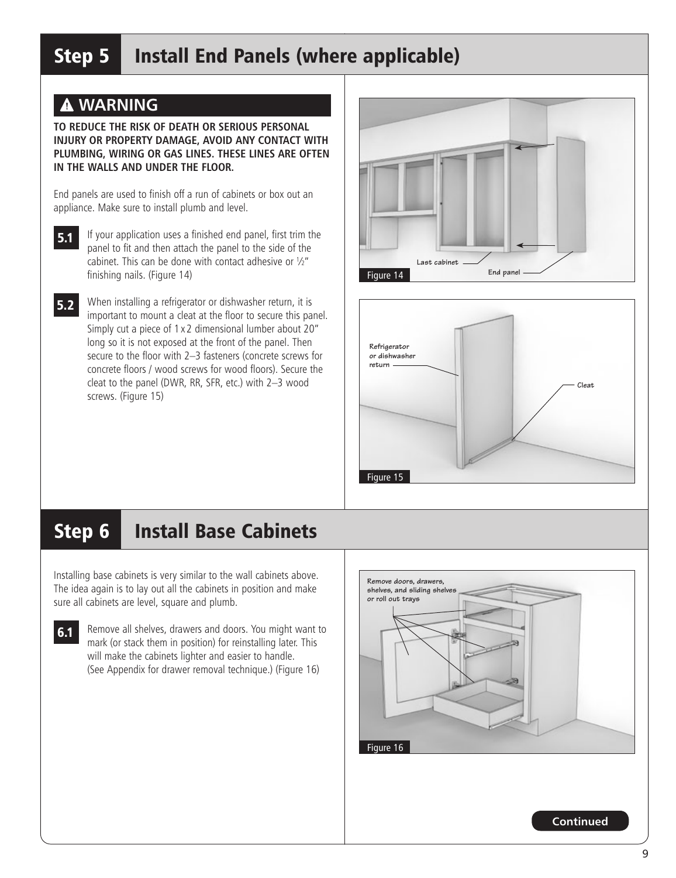# Step 5 Install End Panels (where applicable)

## ⚠ WARNING

**TO REDUCE THE RISK OF DEATH OR SERIOUS PERSONAL INJURY OR PROPERTY DAMAGE, AVOID ANY CONTACT WITH PLUMBING, WIRING OR GAS LINES. THESE LINES ARE OFTEN IN THE WALLS AND UNDER THE FLOOR.**

End panels are used to finish off a run of cabinets or box out an appliance. Make sure to install plumb and level.

**5.1** If your application uses a finished end panel, first trim the panel to fit and then attach the panel to the side of the cabinet. This can be done with contact adhesive or ½" finishing nails. (Figure 14)

**5.2** When installing a refrigerator or dishwasher return, it is important to mount a cleat at the floor to secure this panel. Simply cut a piece of 1 x 2 dimensional lumber about 20" long so it is not exposed at the front of the panel. Then secure to the floor with 2–3 fasteners (concrete screws for concrete floors / wood screws for wood floors). Secure the cleat to the panel (DWR, RR, SFR, etc.) with 2–3 wood screws. (Figure 15)

Last cabinet — End panel

Figure 14

Refrigerator or dishwasher return — Cleat

Figure 15

# Step 6 Install Base Cabinets

Installing base cabinets is very similar to the wall cabinets above. The idea again is to lay out all the cabinets in position and make sure all cabinets are level, square and plumb.

**6.1** Remove all shelves, drawers and doors. You might want to mark (or stack them in position) for reinstalling later. This will make the cabinets lighter and easier to handle. (See Appendix for drawer removal technique.) (Figure 16)

Remove doors, drawers, shelves, and sliding shelves or roll out trays

Figure 16

**Continued**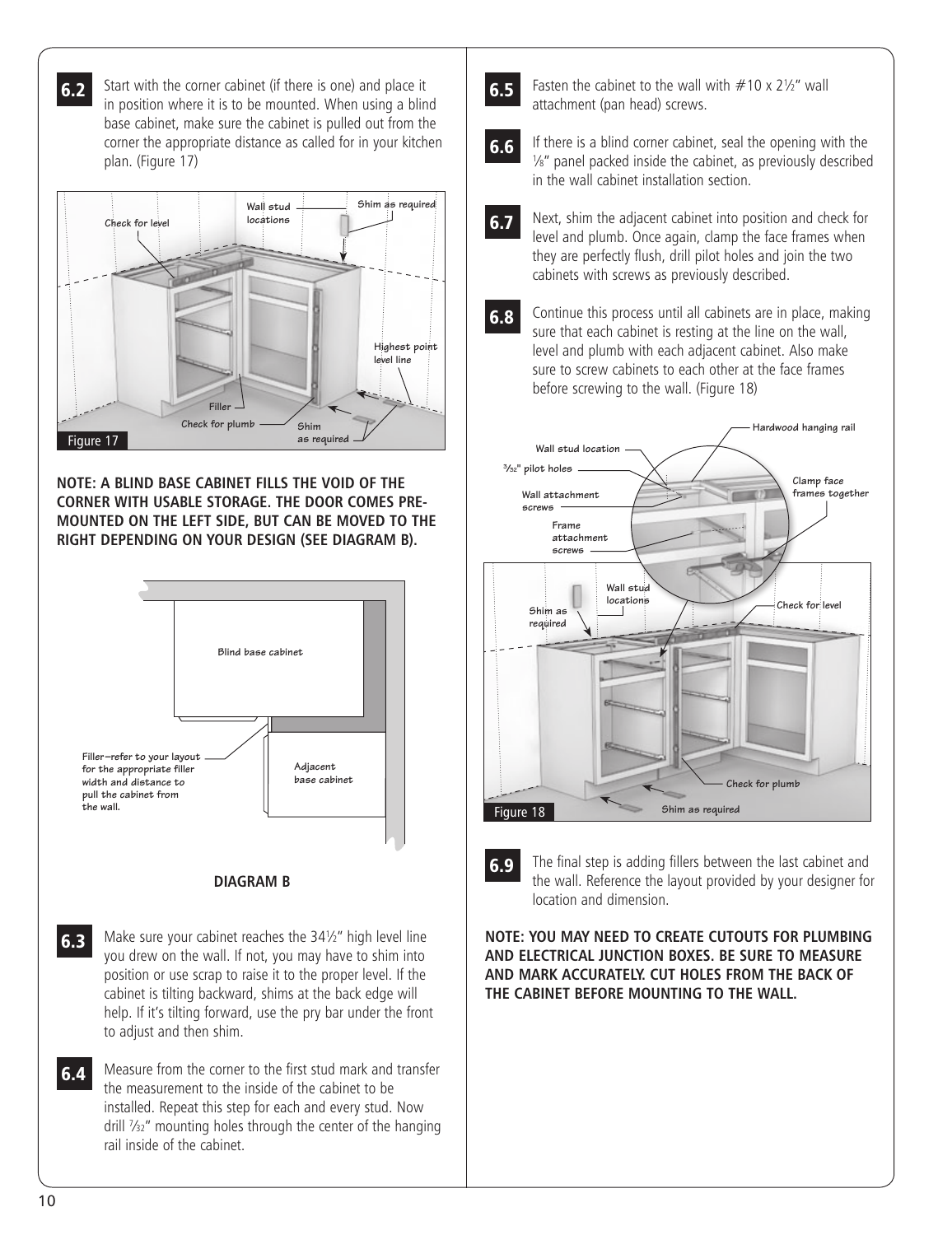**6.2** Start with the corner cabinet (if there is one) and place it in position where it is to be mounted. When using a blind base cabinet, make sure the cabinet is pulled out from the corner the appropriate distance as called for in your kitchen plan. (Figure 17)

Figure 17

**NOTE: A BLIND BASE CABINET FILLS THE VOID OF THE CORNER WITH USABLE STORAGE. THE DOOR COMES PRE-MOUNTED ON THE LEFT SIDE, BUT CAN BE MOVED TO THE RIGHT DEPENDING ON YOUR DESIGN (SEE DIAGRAM B).**

**DIAGRAM B**

**6.3** Make sure your cabinet reaches the 34½" high level line you drew on the wall. If not, you may have to shim into position or use scrap to raise it to the proper level. If the cabinet is tilting backward, shims at the back edge will help. If it's tilting forward, use the pry bar under the front to adjust and then shim.

**6.4** Measure from the corner to the first stud mark and transfer the measurement to the inside of the cabinet to be installed. Repeat this step for each and every stud. Now drill 7⁄32" mounting holes through the center of the hanging rail inside of the cabinet.

**6.5** Fasten the cabinet to the wall with #10 x 2½" wall attachment (pan head) screws.

**6.6** If there is a blind corner cabinet, seal the opening with the 1⁄8" panel packed inside the cabinet, as previously described in the wall cabinet installation section.

**6.7** Next, shim the adjacent cabinet into position and check for level and plumb. Once again, clamp the face frames when they are perfectly flush, drill pilot holes and join the two cabinets with screws as previously described.

**6.8** Continue this process until all cabinets are in place, making sure that each cabinet is resting at the line on the wall, level and plumb with each adjacent cabinet. Also make sure to screw cabinets to each other at the face frames before screwing to the wall. (Figure 18)

Figure 18

**6.9** The final step is adding fillers between the last cabinet and the wall. Reference the layout provided by your designer for location and dimension.

**NOTE: YOU MAY NEED TO CREATE CUTOUTS FOR PLUMBING AND ELECTRICAL JUNCTION BOXES. BE SURE TO MEASURE AND MARK ACCURATELY. CUT HOLES FROM THE BACK OF THE CABINET BEFORE MOUNTING TO THE WALL.**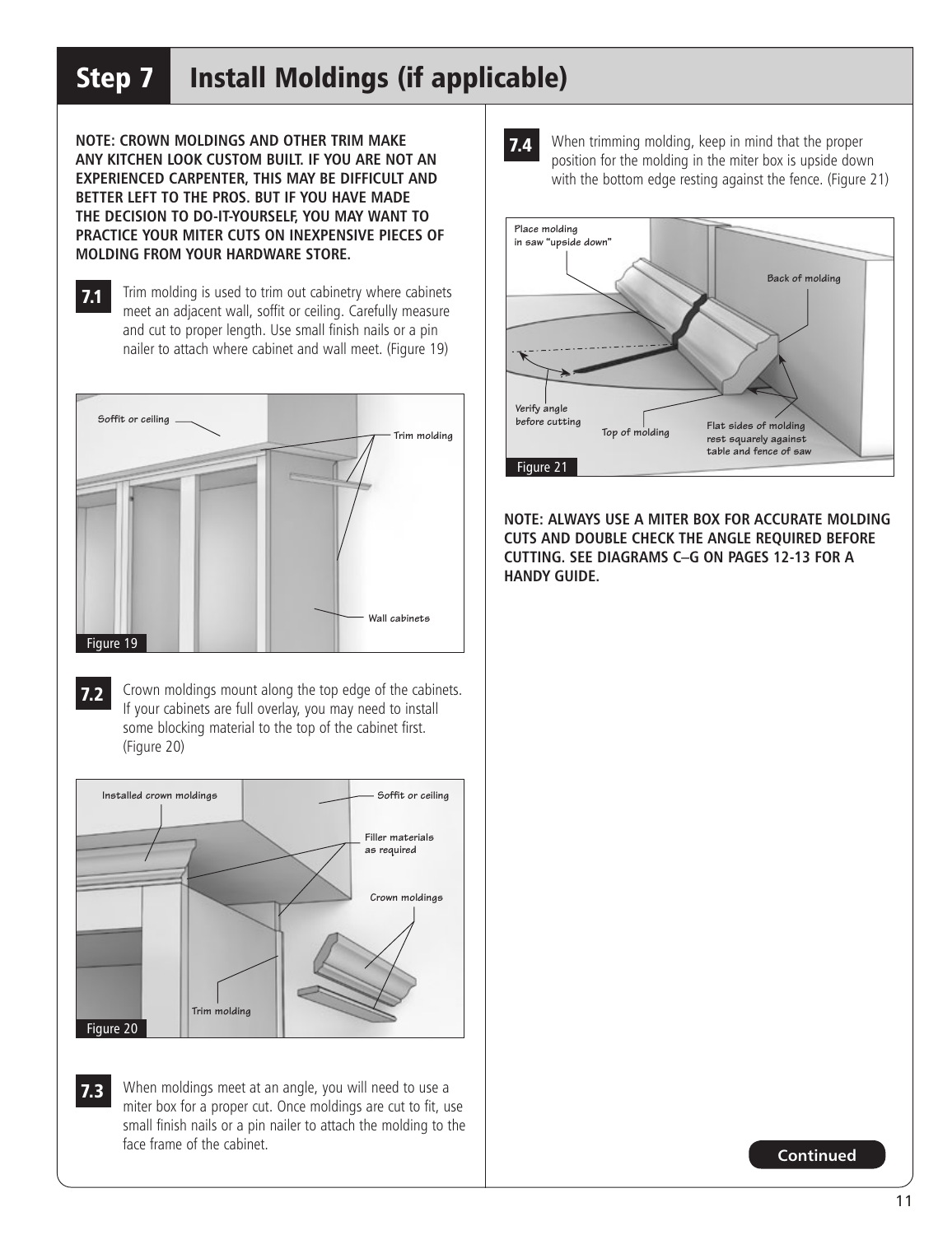# Step 7 Install Moldings (if applicable)

**NOTE: CROWN MOLDINGS AND OTHER TRIM MAKE ANY KITCHEN LOOK CUSTOM BUILT. IF YOU ARE NOT AN EXPERIENCED CARPENTER, THIS MAY BE DIFFICULT AND BETTER LEFT TO THE PROS. BUT IF YOU HAVE MADE THE DECISION TO DO-IT-YOURSELF, YOU MAY WANT TO PRACTICE YOUR MITER CUTS ON INEXPENSIVE PIECES OF MOLDING FROM YOUR HARDWARE STORE.**

**7.1** Trim molding is used to trim out cabinetry where cabinets meet an adjacent wall, soffit or ceiling. Carefully measure and cut to proper length. Use small finish nails or a pin nailer to attach where cabinet and wall meet. (Figure 19)

Soffit or ceiling — Trim molding — Wall cabinets

Figure 19

**7.2** Crown moldings mount along the top edge of the cabinets. If your cabinets are full overlay, you may need to install some blocking material to the top of the cabinet first. (Figure 20)

Installed crown moldings — Soffit or ceiling — Filler materials as required — Crown moldings — Trim molding

Figure 20

**7.3** When moldings meet at an angle, you will need to use a miter box for a proper cut. Once moldings are cut to fit, use small finish nails or a pin nailer to attach the molding to the face frame of the cabinet.

**7.4** When trimming molding, keep in mind that the proper position for the molding in the miter box is upside down with the bottom edge resting against the fence. (Figure 21)

Place molding in saw "upside down" — Back of molding — Verify angle before cutting — Top of molding — Flat sides of molding rest squarely against table and fence of saw

Figure 21

**NOTE: ALWAYS USE A MITER BOX FOR ACCURATE MOLDING CUTS AND DOUBLE CHECK THE ANGLE REQUIRED BEFORE CUTTING. SEE DIAGRAMS C–G ON PAGES 12-13 FOR A HANDY GUIDE.**

**Continued**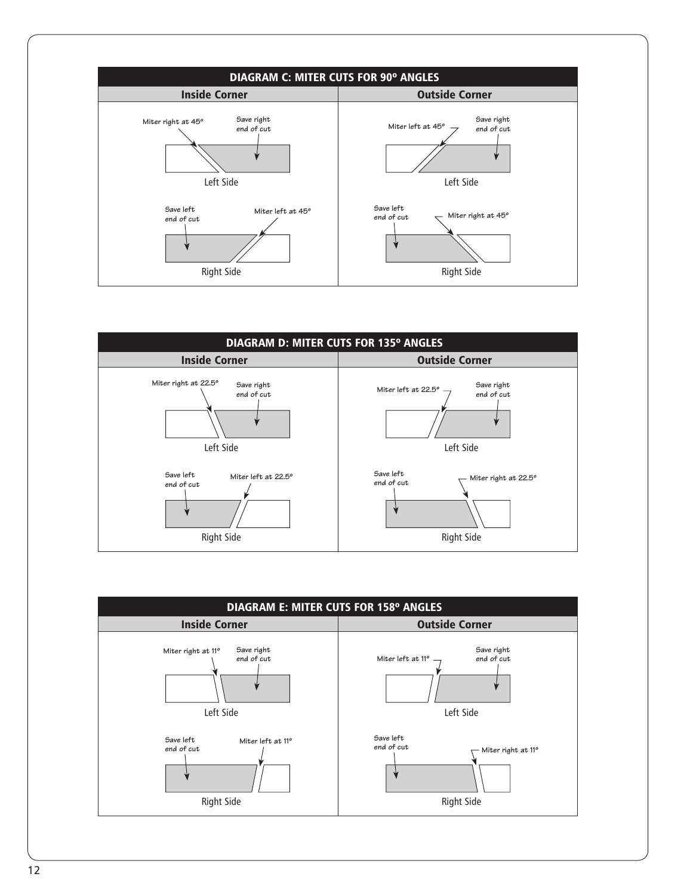## DIAGRAM C: MITER CUTS FOR 90º ANGLES

| Inside Corner | Outside Corner |
|---|---|
| **Left Side:** Miter right at 45º; Save right end of cut | **Left Side:** Miter left at 45º; Save right end of cut |
| **Right Side:** Save left end of cut; Miter left at 45º | **Right Side:** Save left end of cut; Miter right at 45º |

## DIAGRAM D: MITER CUTS FOR 135º ANGLES

| Inside Corner | Outside Corner |
|---|---|
| **Left Side:** Miter right at 22.5º; Save right end of cut | **Left Side:** Miter left at 22.5º; Save right end of cut |
| **Right Side:** Save left end of cut; Miter left at 22.5º | **Right Side:** Save left end of cut; Miter right at 22.5º |

## DIAGRAM E: MITER CUTS FOR 158º ANGLES

| Inside Corner | Outside Corner |
|---|---|
| **Left Side:** Miter right at 11º; Save right end of cut | **Left Side:** Miter left at 11º; Save right end of cut |
| **Right Side:** Save left end of cut; Miter left at 11º | **Right Side:** Save left end of cut; Miter right at 11º |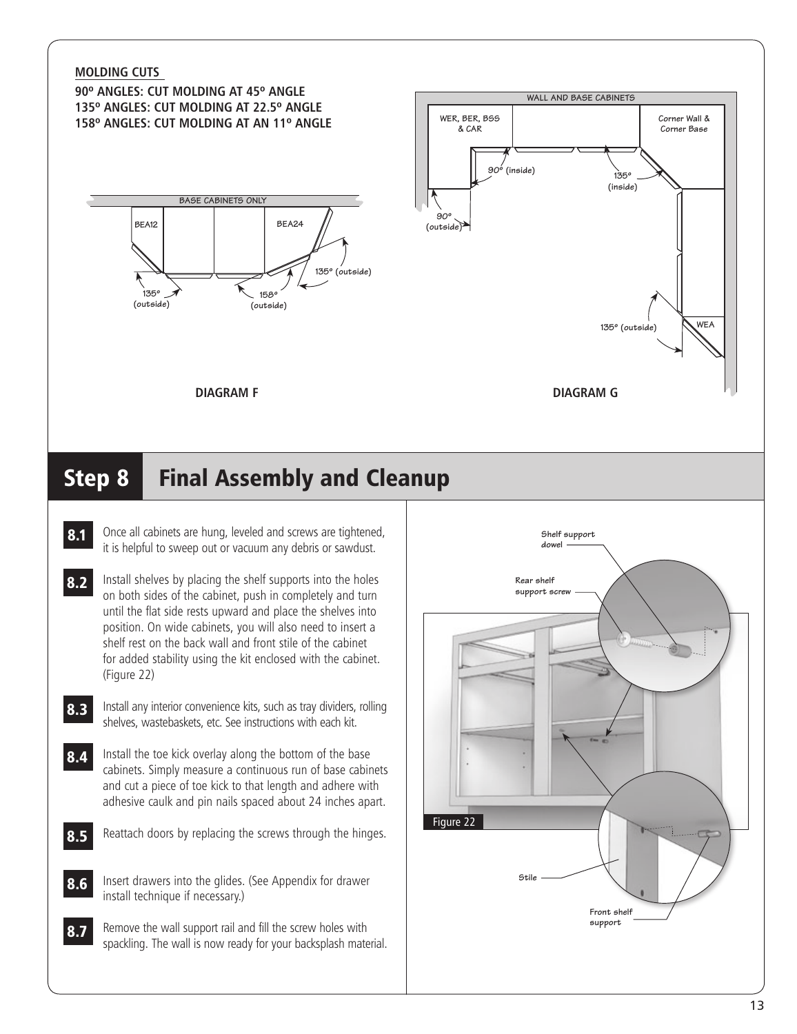**MOLDING CUTS**

**90º ANGLES: CUT MOLDING AT 45º ANGLE**
**135º ANGLES: CUT MOLDING AT 22.5º ANGLE**
**158º ANGLES: CUT MOLDING AT AN 11º ANGLE**

BASE CABINETS ONLY

BEA12 BEA24

135º (outside) 158º (outside) 135º (outside)

**DIAGRAM F**

WALL AND BASE CABINETS

WER, BER, BSS & CAR

Corner Wall & Corner Base

90º (inside) 135º (inside)

90º (outside)

135º (outside) WEA

**DIAGRAM G**

## Step 8 Final Assembly and Cleanup

**8.1** Once all cabinets are hung, leveled and screws are tightened, it is helpful to sweep out or vacuum any debris or sawdust.

**8.2** Install shelves by placing the shelf supports into the holes on both sides of the cabinet, push in completely and turn until the flat side rests upward and place the shelves into position. On wide cabinets, you will also need to insert a shelf rest on the back wall and front stile of the cabinet for added stability using the kit enclosed with the cabinet. (Figure 22)

**8.3** Install any interior convenience kits, such as tray dividers, rolling shelves, wastebaskets, etc. See instructions with each kit.

**8.4** Install the toe kick overlay along the bottom of the base cabinets. Simply measure a continuous run of base cabinets and cut a piece of toe kick to that length and adhere with adhesive caulk and pin nails spaced about 24 inches apart.

**8.5** Reattach doors by replacing the screws through the hinges.

**8.6** Insert drawers into the glides. (See Appendix for drawer install technique if necessary.)

**8.7** Remove the wall support rail and fill the screw holes with spackling. The wall is now ready for your backsplash material.

Shelf support dowel

Rear shelf support screw

Stile

Front shelf support

Figure 22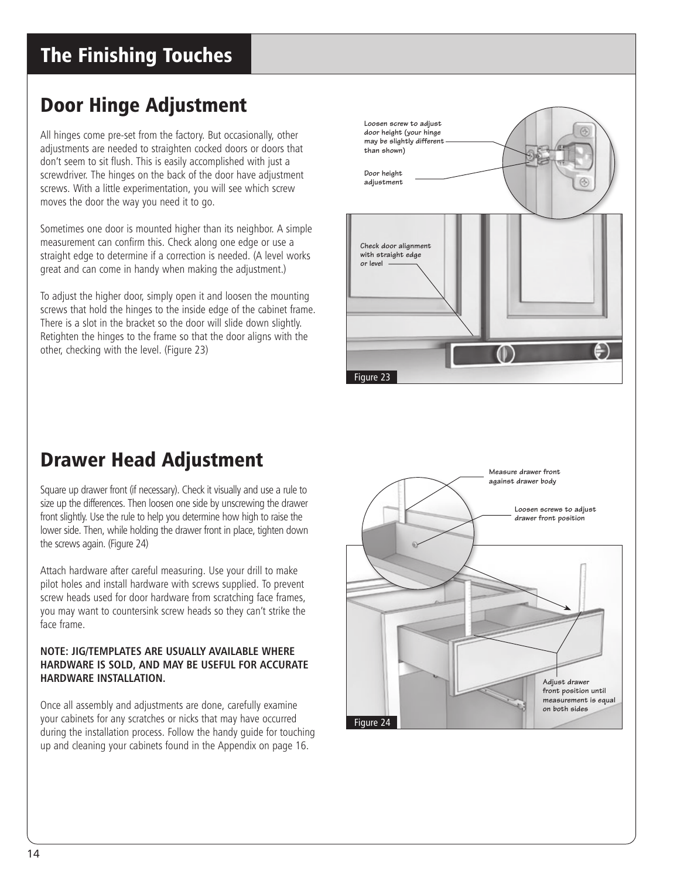# The Finishing Touches

## Door Hinge Adjustment

All hinges come pre-set from the factory. But occasionally, other adjustments are needed to straighten cocked doors or doors that don't seem to sit flush. This is easily accomplished with just a screwdriver. The hinges on the back of the door have adjustment screws. With a little experimentation, you will see which screw moves the door the way you need it to go.

Sometimes one door is mounted higher than its neighbor. A simple measurement can confirm this. Check along one edge or use a straight edge to determine if a correction is needed. (A level works great and can come in handy when making the adjustment.)

To adjust the higher door, simply open it and loosen the mounting screws that hold the hinges to the inside edge of the cabinet frame. There is a slot in the bracket so the door will slide down slightly. Retighten the hinges to the frame so that the door aligns with the other, checking with the level. (Figure 23)

Loosen screw to adjust door height (your hinge may be slightly different than shown)

Door height adjustment

Check door alignment with straight edge or level

Figure 23

## Drawer Head Adjustment

Square up drawer front (if necessary). Check it visually and use a rule to size up the differences. Then loosen one side by unscrewing the drawer front slightly. Use the rule to help you determine how high to raise the lower side. Then, while holding the drawer front in place, tighten down the screws again. (Figure 24)

Attach hardware after careful measuring. Use your drill to make pilot holes and install hardware with screws supplied. To prevent screw heads used for door hardware from scratching face frames, you may want to countersink screw heads so they can't strike the face frame.

**NOTE: JIG/TEMPLATES ARE USUALLY AVAILABLE WHERE HARDWARE IS SOLD, AND MAY BE USEFUL FOR ACCURATE HARDWARE INSTALLATION.**

Once all assembly and adjustments are done, carefully examine your cabinets for any scratches or nicks that may have occurred during the installation process. Follow the handy guide for touching up and cleaning your cabinets found in the Appendix on page 16.

Measure drawer front against drawer body

Loosen screws to adjust drawer front position

Adjust drawer front position until measurement is equal on both sides

Figure 24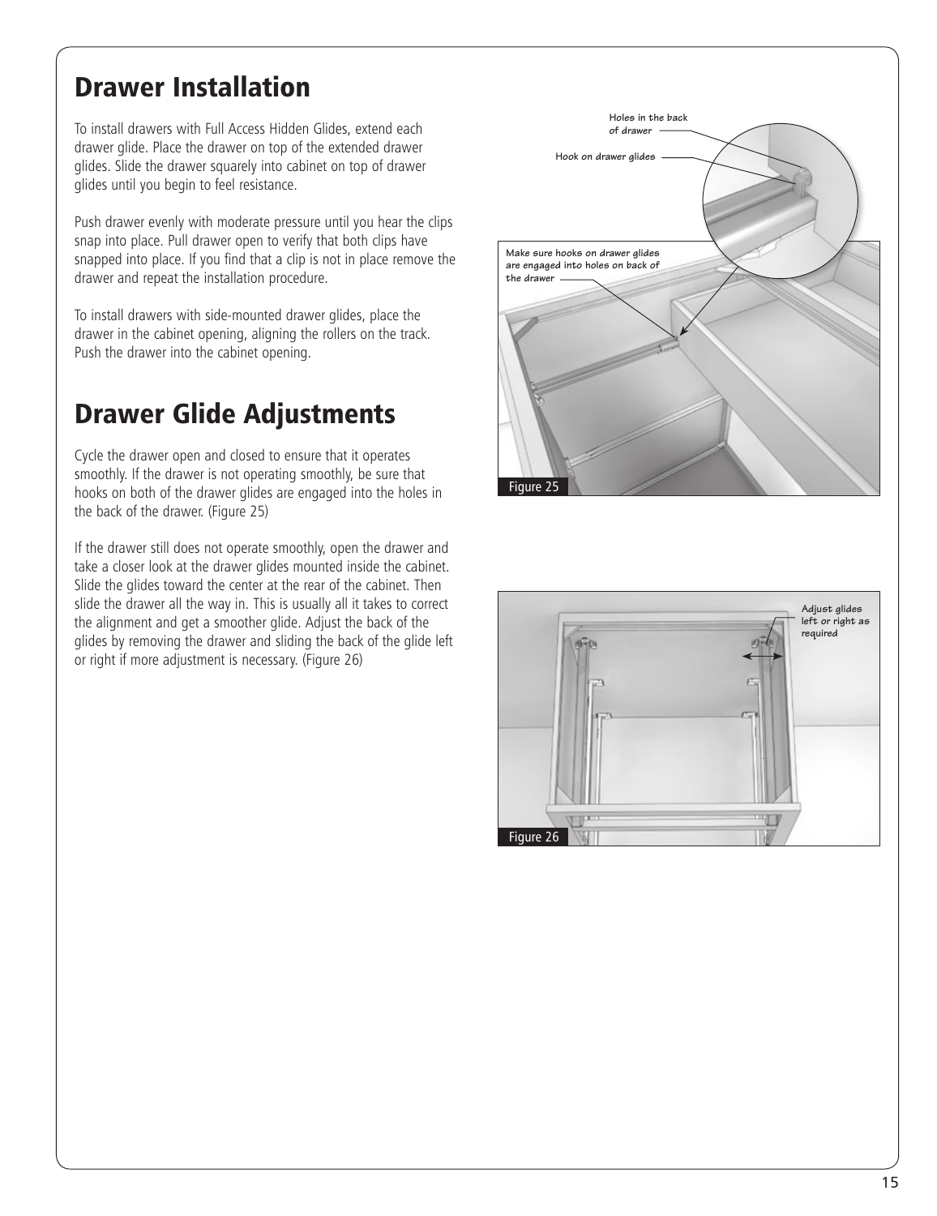# Drawer Installation

To install drawers with Full Access Hidden Glides, extend each drawer glide. Place the drawer on top of the extended drawer glides. Slide the drawer squarely into cabinet on top of drawer glides until you begin to feel resistance.

Push drawer evenly with moderate pressure until you hear the clips snap into place. Pull drawer open to verify that both clips have snapped into place. If you find that a clip is not in place remove the drawer and repeat the installation procedure.

To install drawers with side-mounted drawer glides, place the drawer in the cabinet opening, aligning the rollers on the track. Push the drawer into the cabinet opening.

# Drawer Glide Adjustments

Cycle the drawer open and closed to ensure that it operates smoothly. If the drawer is not operating smoothly, be sure that hooks on both of the drawer glides are engaged into the holes in the back of the drawer. (Figure 25)

If the drawer still does not operate smoothly, open the drawer and take a closer look at the drawer glides mounted inside the cabinet. Slide the glides toward the center at the rear of the cabinet. Then slide the drawer all the way in. This is usually all it takes to correct the alignment and get a smoother glide. Adjust the back of the glides by removing the drawer and sliding the back of the glide left or right if more adjustment is necessary. (Figure 26)

Holes in the back of drawer

Hook on drawer glides

Make sure hooks on drawer glides are engaged into holes on back of the drawer

Figure 25

Adjust glides left or right as required

Figure 26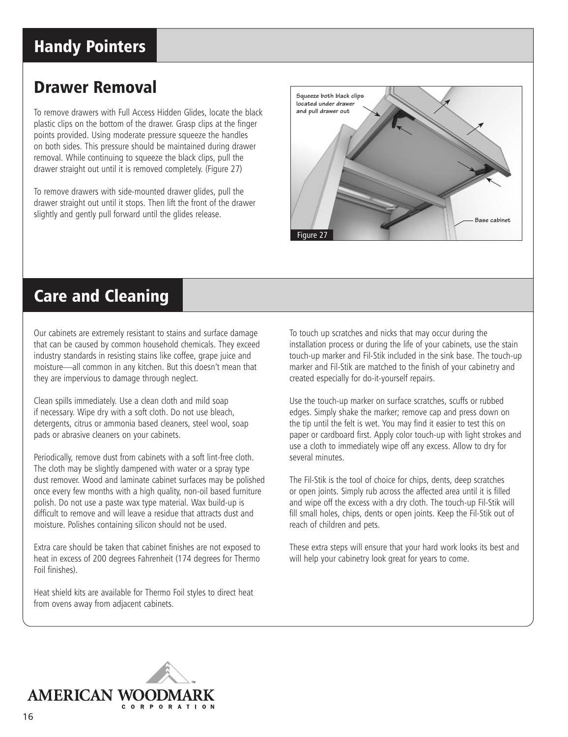# Handy Pointers

## Drawer Removal

To remove drawers with Full Access Hidden Glides, locate the black plastic clips on the bottom of the drawer. Grasp clips at the finger points provided. Using moderate pressure squeeze the handles on both sides. This pressure should be maintained during drawer removal. While continuing to squeeze the black clips, pull the drawer straight out until it is removed completely. (Figure 27)

To remove drawers with side-mounted drawer glides, pull the drawer straight out until it stops. Then lift the front of the drawer slightly and gently pull forward until the glides release.

Squeeze both black clips located under drawer and pull drawer out

Base cabinet

Figure 27

# Care and Cleaning

Our cabinets are extremely resistant to stains and surface damage that can be caused by common household chemicals. They exceed industry standards in resisting stains like coffee, grape juice and moisture—all common in any kitchen. But this doesn't mean that they are impervious to damage through neglect.

Clean spills immediately. Use a clean cloth and mild soap if necessary. Wipe dry with a soft cloth. Do not use bleach, detergents, citrus or ammonia based cleaners, steel wool, soap pads or abrasive cleaners on your cabinets.

Periodically, remove dust from cabinets with a soft lint-free cloth. The cloth may be slightly dampened with water or a spray type dust remover. Wood and laminate cabinet surfaces may be polished once every few months with a high quality, non-oil based furniture polish. Do not use a paste wax type material. Wax build-up is difficult to remove and will leave a residue that attracts dust and moisture. Polishes containing silicon should not be used.

Extra care should be taken that cabinet finishes are not exposed to heat in excess of 200 degrees Fahrenheit (174 degrees for Thermo Foil finishes).

Heat shield kits are available for Thermo Foil styles to direct heat from ovens away from adjacent cabinets.

To touch up scratches and nicks that may occur during the installation process or during the life of your cabinets, use the stain touch-up marker and Fil-Stik included in the sink base. The touch-up marker and Fil-Stik are matched to the finish of your cabinetry and created especially for do-it-yourself repairs.

Use the touch-up marker on surface scratches, scuffs or rubbed edges. Simply shake the marker; remove cap and press down on the tip until the felt is wet. You may find it easier to test this on paper or cardboard first. Apply color touch-up with light strokes and use a cloth to immediately wipe off any excess. Allow to dry for several minutes.

The Fil-Stik is the tool of choice for chips, dents, deep scratches or open joints. Simply rub across the affected area until it is filled and wipe off the excess with a dry cloth. The touch-up Fil-Stik will fill small holes, chips, dents or open joints. Keep the Fil-Stik out of reach of children and pets.

These extra steps will ensure that your hard work looks its best and will help your cabinetry look great for years to come.

AMERICAN WOODMARK™ CORPORATION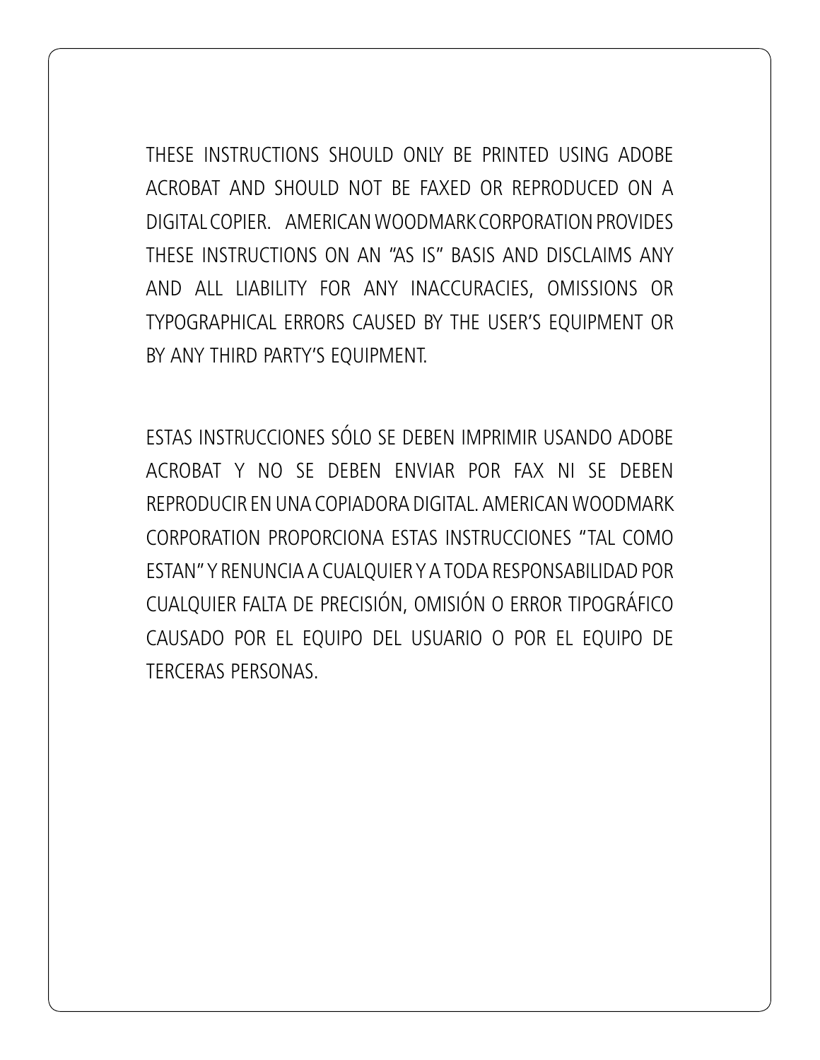THESE INSTRUCTIONS SHOULD ONLY BE PRINTED USING ADOBE ACROBAT AND SHOULD NOT BE FAXED OR REPRODUCED ON A DIGITAL COPIER. AMERICAN WOODMARK CORPORATION PROVIDES THESE INSTRUCTIONS ON AN "AS IS" BASIS AND DISCLAIMS ANY AND ALL LIABILITY FOR ANY INACCURACIES, OMISSIONS OR TYPOGRAPHICAL ERRORS CAUSED BY THE USER'S EQUIPMENT OR BY ANY THIRD PARTY'S EQUIPMENT.

ESTAS INSTRUCCIONES SÓLO SE DEBEN IMPRIMIR USANDO ADOBE ACROBAT Y NO SE DEBEN ENVIAR POR FAX NI SE DEBEN REPRODUCIR EN UNA COPIADORA DIGITAL. AMERICAN WOODMARK CORPORATION PROPORCIONA ESTAS INSTRUCCIONES "TAL COMO ESTAN" Y RENUNCIA A CUALQUIER Y A TODA RESPONSABILIDAD POR CUALQUIER FALTA DE PRECISIÓN, OMISIÓN O ERROR TIPOGRÁFICO CAUSADO POR EL EQUIPO DEL USUARIO O POR EL EQUIPO DE TERCERAS PERSONAS.